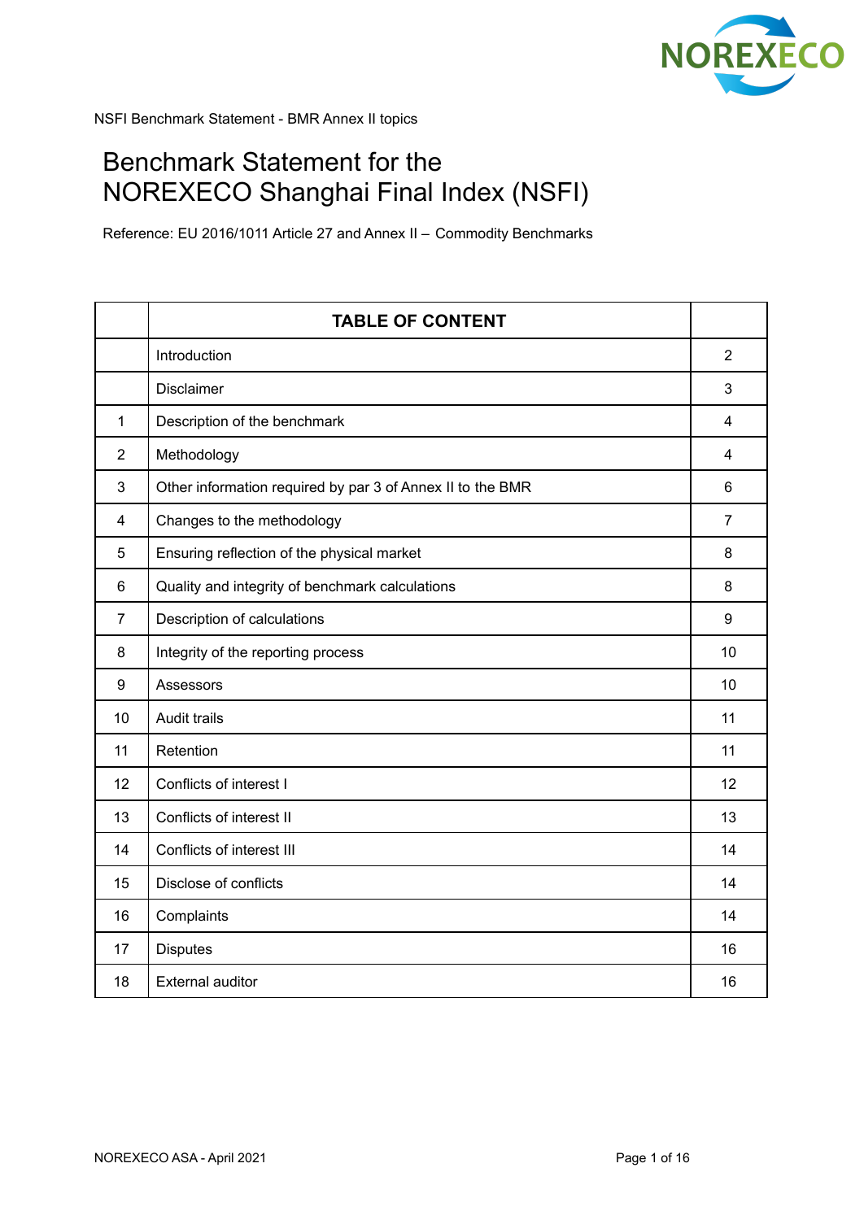NSFI Benchmark Statement - BMR Annex II topics

# Benchmark Statement for the NOREXECO Shanghai Final Index (NSFI)

Reference: EU 2016/1011 Article 27 and Annex II – Commodity Benchmarks

| | TABLE OF CONTENT | |
|---|---|---|
| | Introduction | 2 |
| | Disclaimer | 3 |
| 1 | Description of the benchmark | 4 |
| 2 | Methodology | 4 |
| 3 | Other information required by par 3 of Annex II to the BMR | 6 |
| 4 | Changes to the methodology | 7 |
| 5 | Ensuring reflection of the physical market | 8 |
| 6 | Quality and integrity of benchmark calculations | 8 |
| 7 | Description of calculations | 9 |
| 8 | Integrity of the reporting process | 10 |
| 9 | Assessors | 10 |
| 10 | Audit trails | 11 |
| 11 | Retention | 11 |
| 12 | Conflicts of interest I | 12 |
| 13 | Conflicts of interest II | 13 |
| 14 | Conflicts of interest III | 14 |
| 15 | Disclose of conflicts | 14 |
| 16 | Complaints | 14 |
| 17 | Disputes | 16 |
| 18 | External auditor | 16 |

NOREXECO ASA - April 2021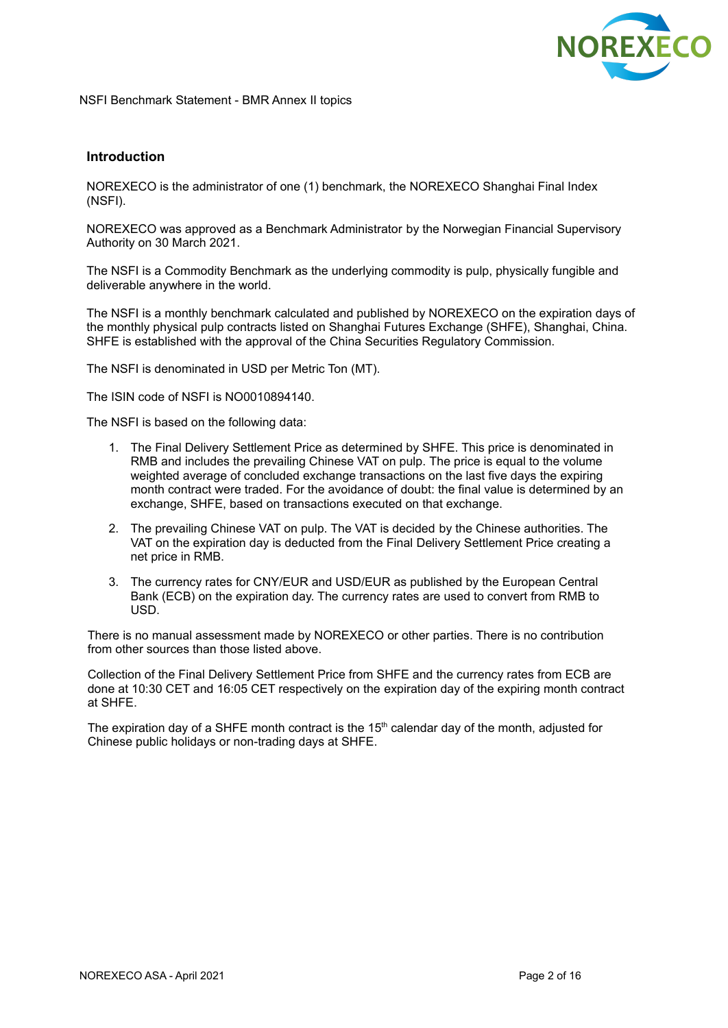## Introduction

NOREXECO is the administrator of one (1) benchmark, the NOREXECO Shanghai Final Index (NSFI).

NOREXECO was approved as a Benchmark Administrator by the Norwegian Financial Supervisory Authority on 30 March 2021.

The NSFI is a Commodity Benchmark as the underlying commodity is pulp, physically fungible and deliverable anywhere in the world.

The NSFI is a monthly benchmark calculated and published by NOREXECO on the expiration days of the monthly physical pulp contracts listed on Shanghai Futures Exchange (SHFE), Shanghai, China. SHFE is established with the approval of the China Securities Regulatory Commission.

The NSFI is denominated in USD per Metric Ton (MT).

The ISIN code of NSFI is NO0010894140.

The NSFI is based on the following data:

1. The Final Delivery Settlement Price as determined by SHFE. This price is denominated in RMB and includes the prevailing Chinese VAT on pulp. The price is equal to the volume weighted average of concluded exchange transactions on the last five days the expiring month contract were traded. For the avoidance of doubt: the final value is determined by an exchange, SHFE, based on transactions executed on that exchange.
2. The prevailing Chinese VAT on pulp. The VAT is decided by the Chinese authorities. The VAT on the expiration day is deducted from the Final Delivery Settlement Price creating a net price in RMB.
3. The currency rates for CNY/EUR and USD/EUR as published by the European Central Bank (ECB) on the expiration day. The currency rates are used to convert from RMB to USD.

There is no manual assessment made by NOREXECO or other parties. There is no contribution from other sources than those listed above.

Collection of the Final Delivery Settlement Price from SHFE and the currency rates from ECB are done at 10:30 CET and 16:05 CET respectively on the expiration day of the expiring month contract at SHFE.

The expiration day of a SHFE month contract is the 15th calendar day of the month, adjusted for Chinese public holidays or non-trading days at SHFE.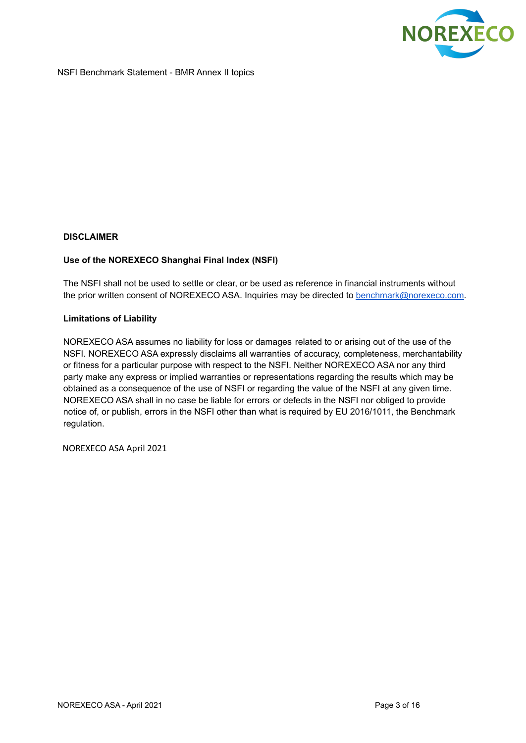**DISCLAIMER**

**Use of the NOREXECO Shanghai Final Index (NSFI)**

The NSFI shall not be used to settle or clear, or be used as reference in financial instruments without the prior written consent of NOREXECO ASA. Inquiries may be directed to benchmark@norexeco.com.

**Limitations of Liability**

NOREXECO ASA assumes no liability for loss or damages related to or arising out of the use of the NSFI. NOREXECO ASA expressly disclaims all warranties of accuracy, completeness, merchantability or fitness for a particular purpose with respect to the NSFI. Neither NOREXECO ASA nor any third party make any express or implied warranties or representations regarding the results which may be obtained as a consequence of the use of NSFI or regarding the value of the NSFI at any given time. NOREXECO ASA shall in no case be liable for errors or defects in the NSFI nor obliged to provide notice of, or publish, errors in the NSFI other than what is required by EU 2016/1011, the Benchmark regulation.

NOREXECO ASA April 2021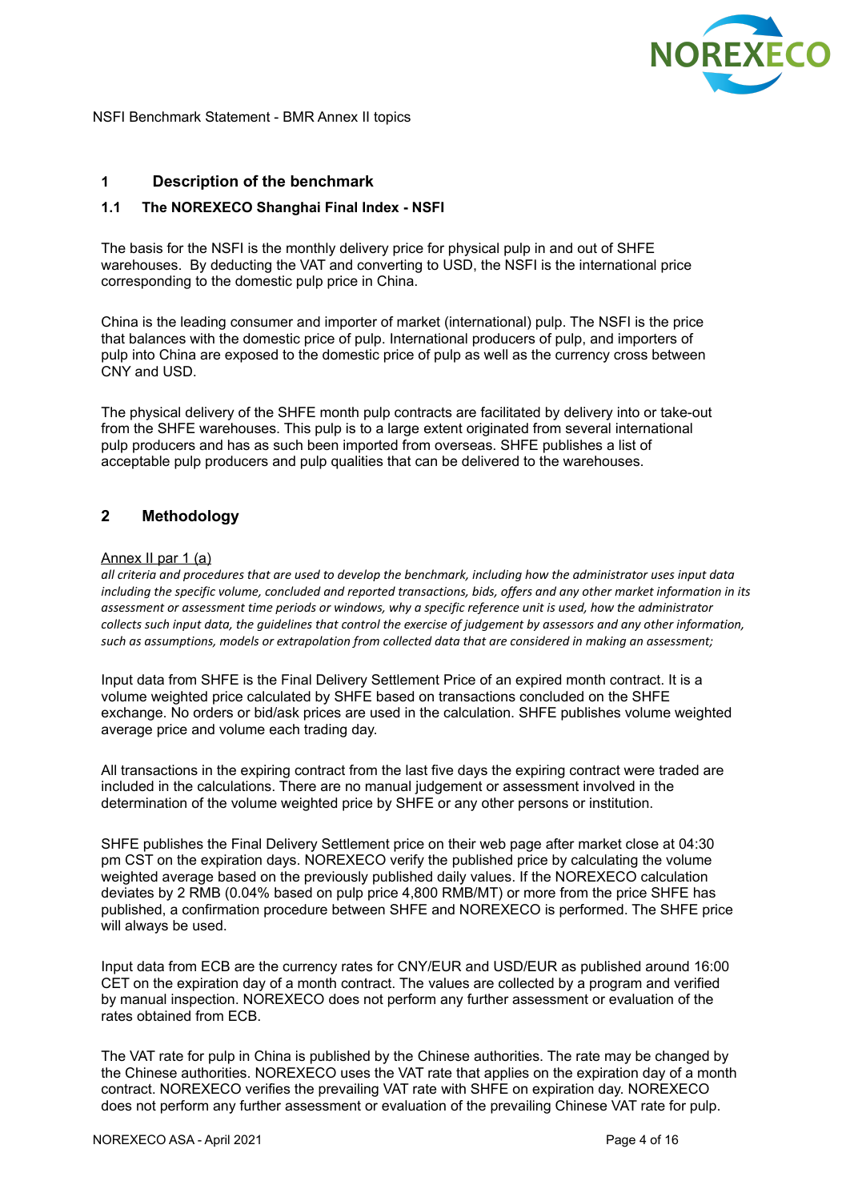NSFI Benchmark Statement - BMR Annex II topics

## 1 Description of the benchmark

### 1.1 The NOREXECO Shanghai Final Index - NSFI

The basis for the NSFI is the monthly delivery price for physical pulp in and out of SHFE warehouses. By deducting the VAT and converting to USD, the NSFI is the international price corresponding to the domestic pulp price in China.

China is the leading consumer and importer of market (international) pulp. The NSFI is the price that balances with the domestic price of pulp. International producers of pulp, and importers of pulp into China are exposed to the domestic price of pulp as well as the currency cross between CNY and USD.

The physical delivery of the SHFE month pulp contracts are facilitated by delivery into or take-out from the SHFE warehouses. This pulp is to a large extent originated from several international pulp producers and has as such been imported from overseas. SHFE publishes a list of acceptable pulp producers and pulp qualities that can be delivered to the warehouses.

## 2 Methodology

Annex II par 1 (a)

*all criteria and procedures that are used to develop the benchmark, including how the administrator uses input data including the specific volume, concluded and reported transactions, bids, offers and any other market information in its assessment or assessment time periods or windows, why a specific reference unit is used, how the administrator collects such input data, the guidelines that control the exercise of judgement by assessors and any other information, such as assumptions, models or extrapolation from collected data that are considered in making an assessment;*

Input data from SHFE is the Final Delivery Settlement Price of an expired month contract. It is a volume weighted price calculated by SHFE based on transactions concluded on the SHFE exchange. No orders or bid/ask prices are used in the calculation. SHFE publishes volume weighted average price and volume each trading day.

All transactions in the expiring contract from the last five days the expiring contract were traded are included in the calculations. There are no manual judgement or assessment involved in the determination of the volume weighted price by SHFE or any other persons or institution.

SHFE publishes the Final Delivery Settlement price on their web page after market close at 04:30 pm CST on the expiration days. NOREXECO verify the published price by calculating the volume weighted average based on the previously published daily values. If the NOREXECO calculation deviates by 2 RMB (0.04% based on pulp price 4,800 RMB/MT) or more from the price SHFE has published, a confirmation procedure between SHFE and NOREXECO is performed. The SHFE price will always be used.

Input data from ECB are the currency rates for CNY/EUR and USD/EUR as published around 16:00 CET on the expiration day of a month contract. The values are collected by a program and verified by manual inspection. NOREXECO does not perform any further assessment or evaluation of the rates obtained from ECB.

The VAT rate for pulp in China is published by the Chinese authorities. The rate may be changed by the Chinese authorities. NOREXECO uses the VAT rate that applies on the expiration day of a month contract. NOREXECO verifies the prevailing VAT rate with SHFE on expiration day. NOREXECO does not perform any further assessment or evaluation of the prevailing Chinese VAT rate for pulp.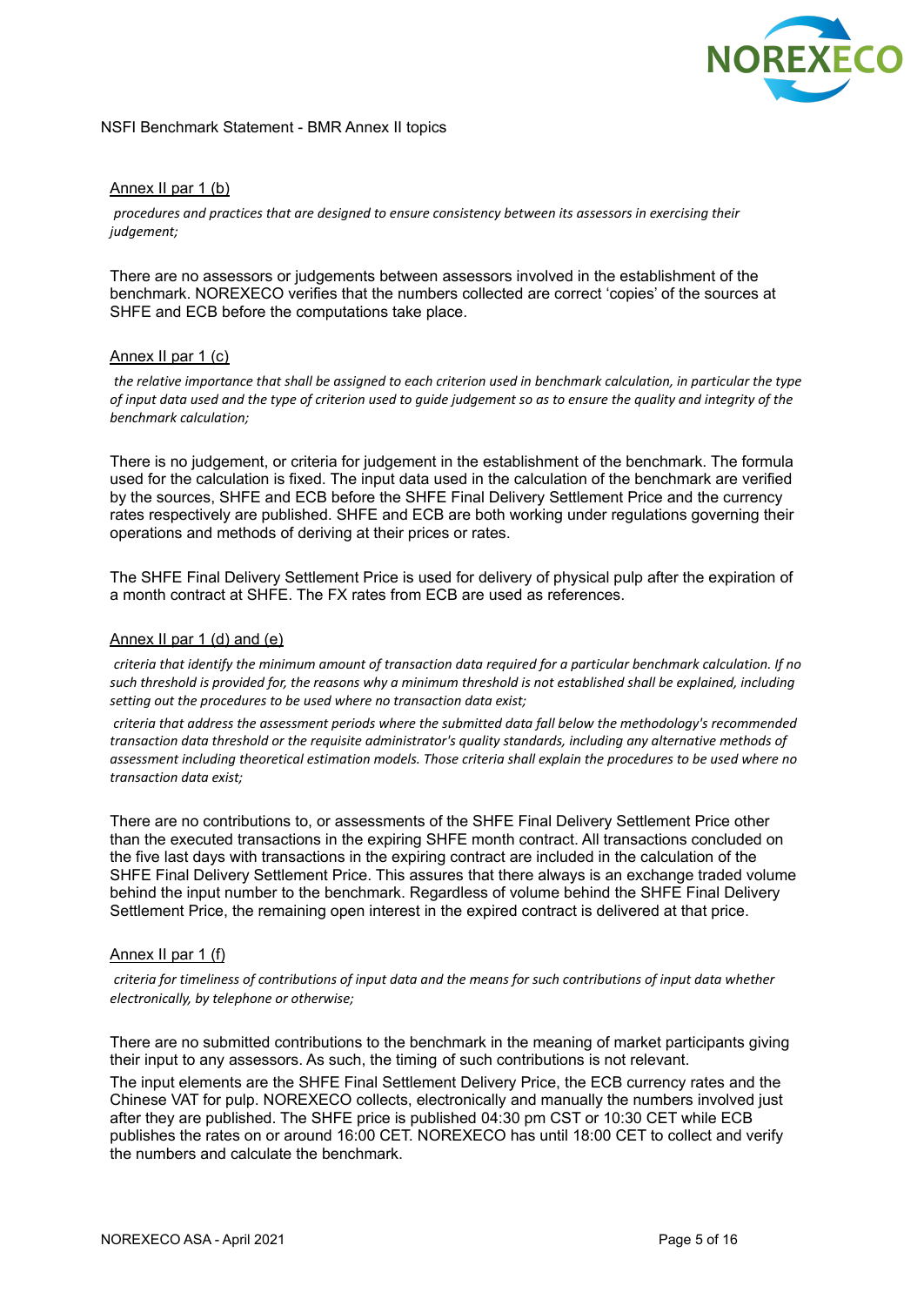NSFI Benchmark Statement - BMR Annex II topics

Annex II par 1 (b)

*procedures and practices that are designed to ensure consistency between its assessors in exercising their judgement;*

There are no assessors or judgements between assessors involved in the establishment of the benchmark. NOREXECO verifies that the numbers collected are correct 'copies' of the sources at SHFE and ECB before the computations take place.

Annex II par 1 (c)

*the relative importance that shall be assigned to each criterion used in benchmark calculation, in particular the type of input data used and the type of criterion used to guide judgement so as to ensure the quality and integrity of the benchmark calculation;*

There is no judgement, or criteria for judgement in the establishment of the benchmark. The formula used for the calculation is fixed. The input data used in the calculation of the benchmark are verified by the sources, SHFE and ECB before the SHFE Final Delivery Settlement Price and the currency rates respectively are published. SHFE and ECB are both working under regulations governing their operations and methods of deriving at their prices or rates.

The SHFE Final Delivery Settlement Price is used for delivery of physical pulp after the expiration of a month contract at SHFE. The FX rates from ECB are used as references.

Annex II par 1 (d) and (e)

*criteria that identify the minimum amount of transaction data required for a particular benchmark calculation. If no such threshold is provided for, the reasons why a minimum threshold is not established shall be explained, including setting out the procedures to be used where no transaction data exist;*

*criteria that address the assessment periods where the submitted data fall below the methodology's recommended transaction data threshold or the requisite administrator's quality standards, including any alternative methods of assessment including theoretical estimation models. Those criteria shall explain the procedures to be used where no transaction data exist;*

There are no contributions to, or assessments of the SHFE Final Delivery Settlement Price other than the executed transactions in the expiring SHFE month contract. All transactions concluded on the five last days with transactions in the expiring contract are included in the calculation of the SHFE Final Delivery Settlement Price. This assures that there always is an exchange traded volume behind the input number to the benchmark. Regardless of volume behind the SHFE Final Delivery Settlement Price, the remaining open interest in the expired contract is delivered at that price.

Annex II par 1 (f)

*criteria for timeliness of contributions of input data and the means for such contributions of input data whether electronically, by telephone or otherwise;*

There are no submitted contributions to the benchmark in the meaning of market participants giving their input to any assessors. As such, the timing of such contributions is not relevant.

The input elements are the SHFE Final Settlement Delivery Price, the ECB currency rates and the Chinese VAT for pulp. NOREXECO collects, electronically and manually the numbers involved just after they are published. The SHFE price is published 04:30 pm CST or 10:30 CET while ECB publishes the rates on or around 16:00 CET. NOREXECO has until 18:00 CET to collect and verify the numbers and calculate the benchmark.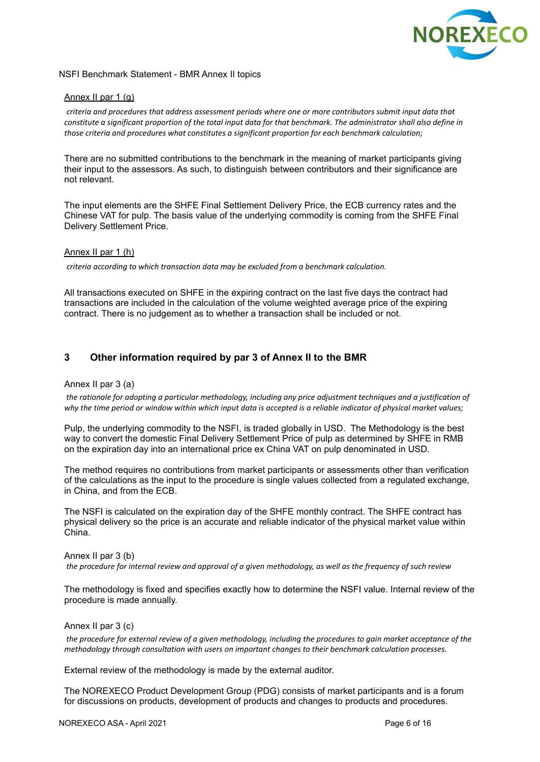Annex II par 1 (g)

*criteria and procedures that address assessment periods where one or more contributors submit input data that constitute a significant proportion of the total input data for that benchmark. The administrator shall also define in those criteria and procedures what constitutes a significant proportion for each benchmark calculation;*

There are no submitted contributions to the benchmark in the meaning of market participants giving their input to the assessors. As such, to distinguish between contributors and their significance are not relevant.

The input elements are the SHFE Final Settlement Delivery Price, the ECB currency rates and the Chinese VAT for pulp. The basis value of the underlying commodity is coming from the SHFE Final Delivery Settlement Price.

Annex II par 1 (h)

*criteria according to which transaction data may be excluded from a benchmark calculation.*

All transactions executed on SHFE in the expiring contract on the last five days the contract had transactions are included in the calculation of the volume weighted average price of the expiring contract. There is no judgement as to whether a transaction shall be included or not.

## 3 Other information required by par 3 of Annex II to the BMR

Annex II par 3 (a)

*the rationale for adopting a particular methodology, including any price adjustment techniques and a justification of why the time period or window within which input data is accepted is a reliable indicator of physical market values;*

Pulp, the underlying commodity to the NSFI, is traded globally in USD. The Methodology is the best way to convert the domestic Final Delivery Settlement Price of pulp as determined by SHFE in RMB on the expiration day into an international price ex China VAT on pulp denominated in USD.

The method requires no contributions from market participants or assessments other than verification of the calculations as the input to the procedure is single values collected from a regulated exchange, in China, and from the ECB.

The NSFI is calculated on the expiration day of the SHFE monthly contract. The SHFE contract has physical delivery so the price is an accurate and reliable indicator of the physical market value within China.

Annex II par 3 (b)

*the procedure for internal review and approval of a given methodology, as well as the frequency of such review*

The methodology is fixed and specifies exactly how to determine the NSFI value. Internal review of the procedure is made annually.

Annex II par 3 (c)

*the procedure for external review of a given methodology, including the procedures to gain market acceptance of the methodology through consultation with users on important changes to their benchmark calculation processes.*

External review of the methodology is made by the external auditor.

The NOREXECO Product Development Group (PDG) consists of market participants and is a forum for discussions on products, development of products and changes to products and procedures.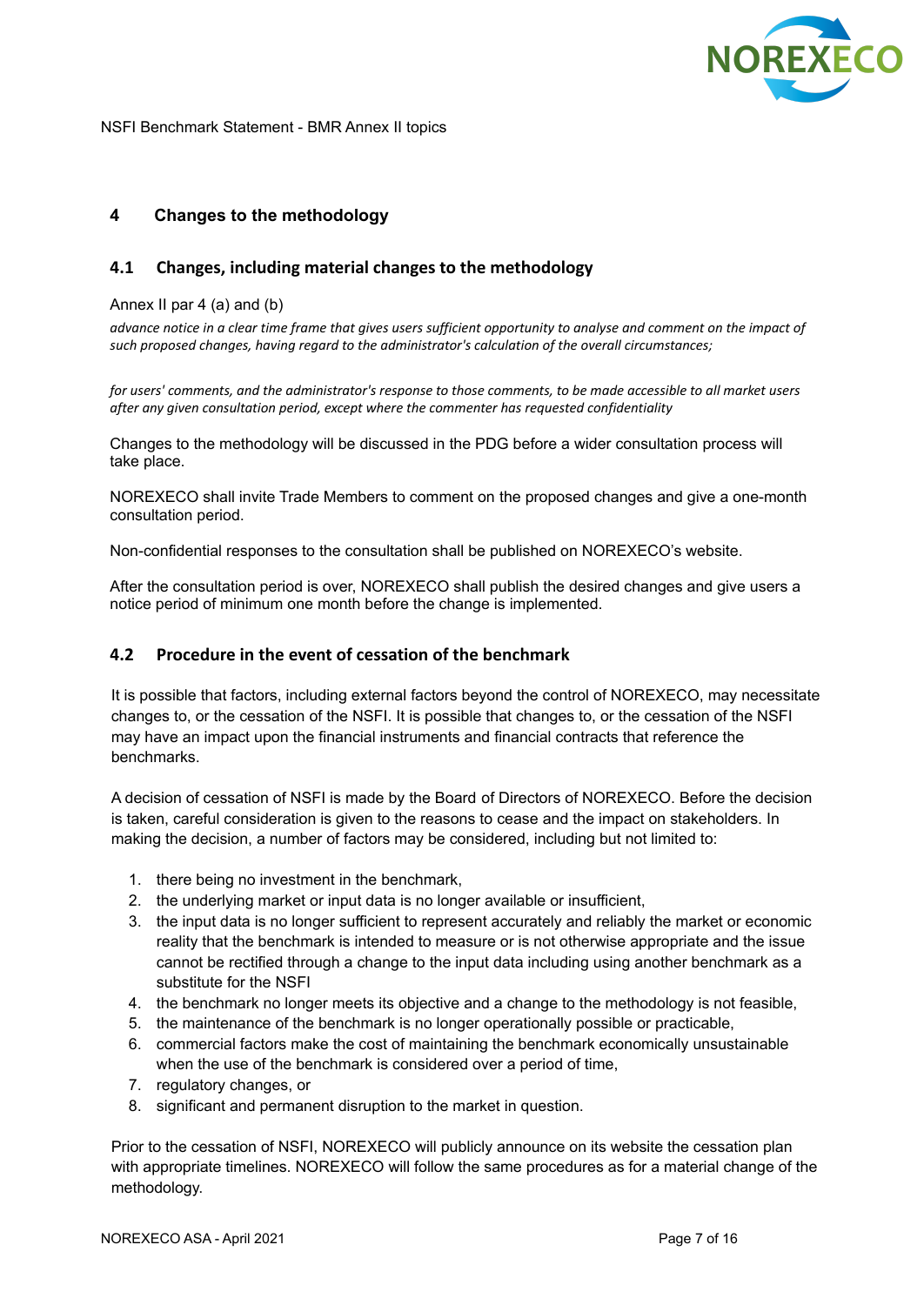## 4 Changes to the methodology

### 4.1 Changes, including material changes to the methodology

Annex II par 4 (a) and (b)

*advance notice in a clear time frame that gives users sufficient opportunity to analyse and comment on the impact of such proposed changes, having regard to the administrator's calculation of the overall circumstances;*

*for users' comments, and the administrator's response to those comments, to be made accessible to all market users after any given consultation period, except where the commenter has requested confidentiality*

Changes to the methodology will be discussed in the PDG before a wider consultation process will take place.

NOREXECO shall invite Trade Members to comment on the proposed changes and give a one-month consultation period.

Non-confidential responses to the consultation shall be published on NOREXECO's website.

After the consultation period is over, NOREXECO shall publish the desired changes and give users a notice period of minimum one month before the change is implemented.

### 4.2 Procedure in the event of cessation of the benchmark

It is possible that factors, including external factors beyond the control of NOREXECO, may necessitate changes to, or the cessation of the NSFI. It is possible that changes to, or the cessation of the NSFI may have an impact upon the financial instruments and financial contracts that reference the benchmarks.

A decision of cessation of NSFI is made by the Board of Directors of NOREXECO. Before the decision is taken, careful consideration is given to the reasons to cease and the impact on stakeholders. In making the decision, a number of factors may be considered, including but not limited to:

1. there being no investment in the benchmark,
2. the underlying market or input data is no longer available or insufficient,
3. the input data is no longer sufficient to represent accurately and reliably the market or economic reality that the benchmark is intended to measure or is not otherwise appropriate and the issue cannot be rectified through a change to the input data including using another benchmark as a substitute for the NSFI
4. the benchmark no longer meets its objective and a change to the methodology is not feasible,
5. the maintenance of the benchmark is no longer operationally possible or practicable,
6. commercial factors make the cost of maintaining the benchmark economically unsustainable when the use of the benchmark is considered over a period of time,
7. regulatory changes, or
8. significant and permanent disruption to the market in question.

Prior to the cessation of NSFI, NOREXECO will publicly announce on its website the cessation plan with appropriate timelines. NOREXECO will follow the same procedures as for a material change of the methodology.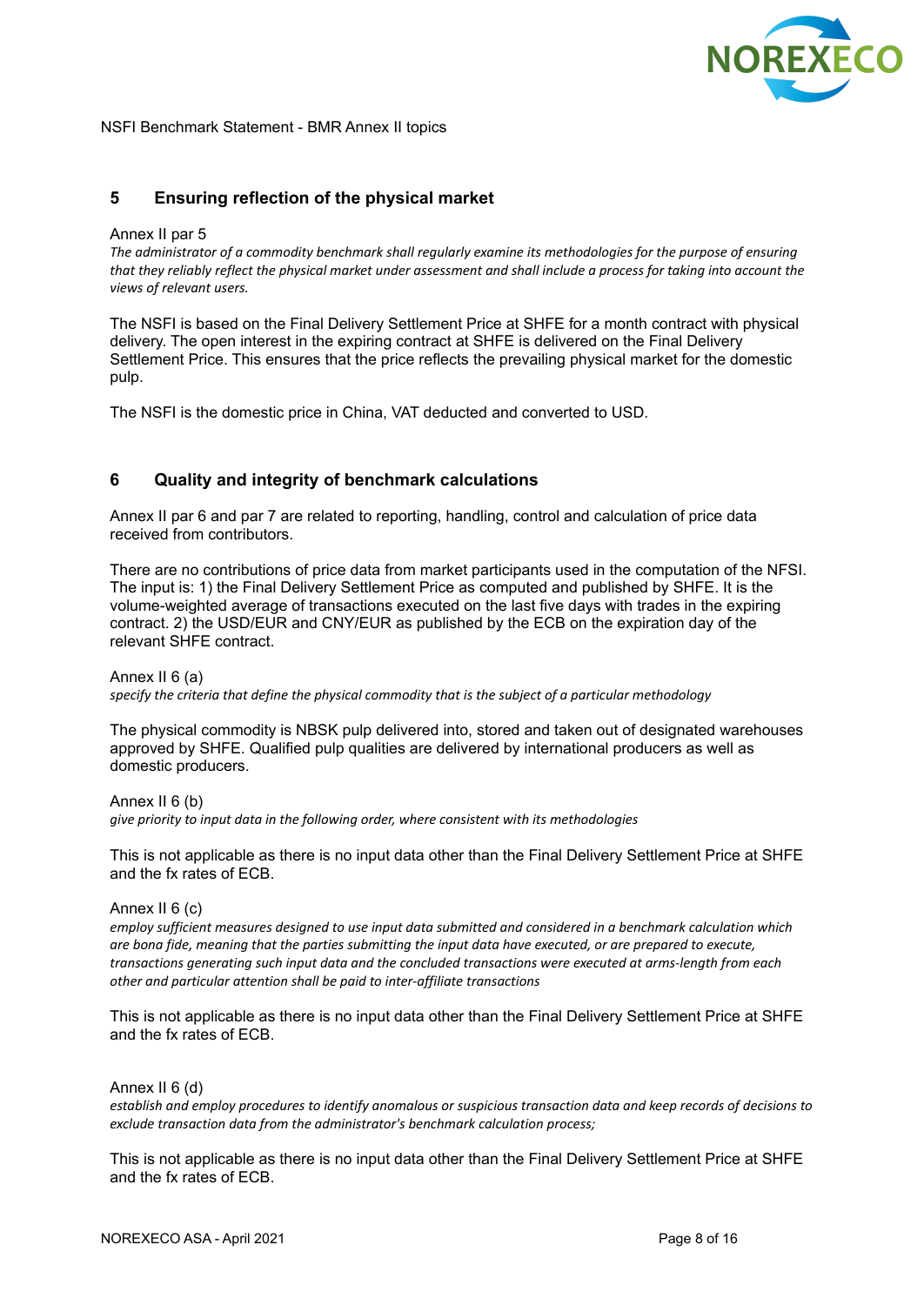## 5 Ensuring reflection of the physical market

Annex II par 5

*The administrator of a commodity benchmark shall regularly examine its methodologies for the purpose of ensuring that they reliably reflect the physical market under assessment and shall include a process for taking into account the views of relevant users.*

The NSFI is based on the Final Delivery Settlement Price at SHFE for a month contract with physical delivery. The open interest in the expiring contract at SHFE is delivered on the Final Delivery Settlement Price. This ensures that the price reflects the prevailing physical market for the domestic pulp.

The NSFI is the domestic price in China, VAT deducted and converted to USD.

## 6 Quality and integrity of benchmark calculations

Annex II par 6 and par 7 are related to reporting, handling, control and calculation of price data received from contributors.

There are no contributions of price data from market participants used in the computation of the NFSI. The input is: 1) the Final Delivery Settlement Price as computed and published by SHFE. It is the volume-weighted average of transactions executed on the last five days with trades in the expiring contract. 2) the USD/EUR and CNY/EUR as published by the ECB on the expiration day of the relevant SHFE contract.

Annex II 6 (a)

*specify the criteria that define the physical commodity that is the subject of a particular methodology*

The physical commodity is NBSK pulp delivered into, stored and taken out of designated warehouses approved by SHFE. Qualified pulp qualities are delivered by international producers as well as domestic producers.

Annex II 6 (b)

*give priority to input data in the following order, where consistent with its methodologies*

This is not applicable as there is no input data other than the Final Delivery Settlement Price at SHFE and the fx rates of ECB.

Annex II 6 (c)

*employ sufficient measures designed to use input data submitted and considered in a benchmark calculation which are bona fide, meaning that the parties submitting the input data have executed, or are prepared to execute, transactions generating such input data and the concluded transactions were executed at arms-length from each other and particular attention shall be paid to inter-affiliate transactions*

This is not applicable as there is no input data other than the Final Delivery Settlement Price at SHFE and the fx rates of ECB.

Annex II 6 (d)

*establish and employ procedures to identify anomalous or suspicious transaction data and keep records of decisions to exclude transaction data from the administrator's benchmark calculation process;*

This is not applicable as there is no input data other than the Final Delivery Settlement Price at SHFE and the fx rates of ECB.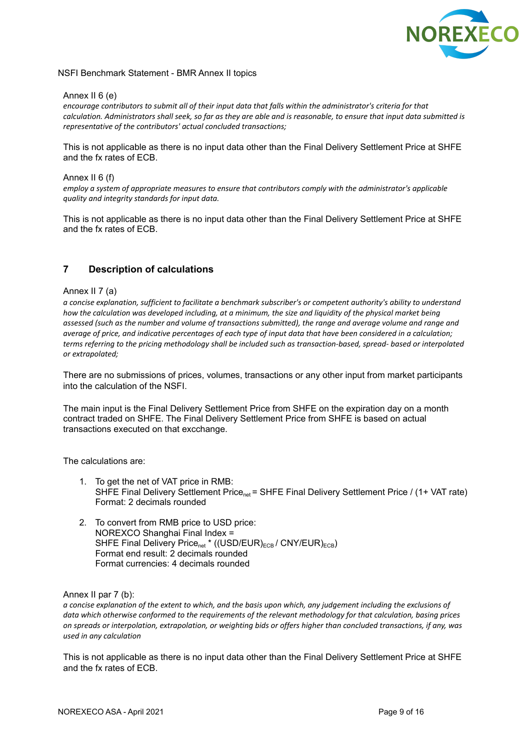Annex II 6 (e)

*encourage contributors to submit all of their input data that falls within the administrator's criteria for that calculation. Administrators shall seek, so far as they are able and is reasonable, to ensure that input data submitted is representative of the contributors' actual concluded transactions;*

This is not applicable as there is no input data other than the Final Delivery Settlement Price at SHFE and the fx rates of ECB.

Annex II 6 (f)

*employ a system of appropriate measures to ensure that contributors comply with the administrator's applicable quality and integrity standards for input data.*

This is not applicable as there is no input data other than the Final Delivery Settlement Price at SHFE and the fx rates of ECB.

## 7 Description of calculations

Annex II 7 (a)

*a concise explanation, sufficient to facilitate a benchmark subscriber's or competent authority's ability to understand how the calculation was developed including, at a minimum, the size and liquidity of the physical market being assessed (such as the number and volume of transactions submitted), the range and average volume and range and average of price, and indicative percentages of each type of input data that have been considered in a calculation; terms referring to the pricing methodology shall be included such as transaction-based, spread- based or interpolated or extrapolated;*

There are no submissions of prices, volumes, transactions or any other input from market participants into the calculation of the NSFI.

The main input is the Final Delivery Settlement Price from SHFE on the expiration day on a month contract traded on SHFE. The Final Delivery Settlement Price from SHFE is based on actual transactions executed on that excchange.

The calculations are:

1. To get the net of VAT price in RMB:
   SHFE Final Delivery Settlement $\text{Price}_{net}$ = SHFE Final Delivery Settlement Price / (1+ VAT rate)
   Format: 2 decimals rounded
2. To convert from RMB price to USD price:
   NOREXCO Shanghai Final Index =
   SHFE Final Delivery $\text{Price}_{net}$ * $((\text{USD/EUR})_{ECB} / \text{CNY/EUR})_{ECB})$
   Format end result: 2 decimals rounded
   Format currencies: 4 decimals rounded

Annex II par 7 (b):

*a concise explanation of the extent to which, and the basis upon which, any judgement including the exclusions of data which otherwise conformed to the requirements of the relevant methodology for that calculation, basing prices on spreads or interpolation, extrapolation, or weighting bids or offers higher than concluded transactions, if any, was used in any calculation*

This is not applicable as there is no input data other than the Final Delivery Settlement Price at SHFE and the fx rates of ECB.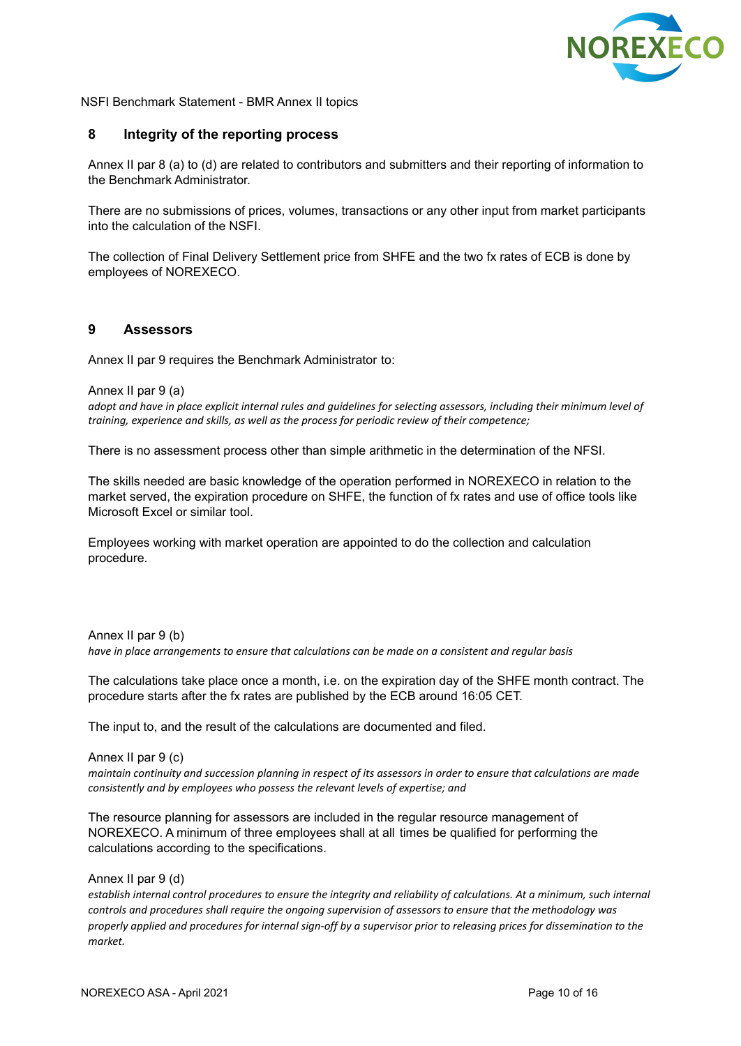## 8 Integrity of the reporting process

Annex II par 8 (a) to (d) are related to contributors and submitters and their reporting of information to the Benchmark Administrator.

There are no submissions of prices, volumes, transactions or any other input from market participants into the calculation of the NSFI.

The collection of Final Delivery Settlement price from SHFE and the two fx rates of ECB is done by employees of NOREXECO.

## 9 Assessors

Annex II par 9 requires the Benchmark Administrator to:

Annex II par 9 (a)

*adopt and have in place explicit internal rules and guidelines for selecting assessors, including their minimum level of training, experience and skills, as well as the process for periodic review of their competence;*

There is no assessment process other than simple arithmetic in the determination of the NFSI.

The skills needed are basic knowledge of the operation performed in NOREXECO in relation to the market served, the expiration procedure on SHFE, the function of fx rates and use of office tools like Microsoft Excel or similar tool.

Employees working with market operation are appointed to do the collection and calculation procedure.

Annex II par 9 (b)

*have in place arrangements to ensure that calculations can be made on a consistent and regular basis*

The calculations take place once a month, i.e. on the expiration day of the SHFE month contract. The procedure starts after the fx rates are published by the ECB around 16:05 CET.

The input to, and the result of the calculations are documented and filed.

Annex II par 9 (c)

*maintain continuity and succession planning in respect of its assessors in order to ensure that calculations are made consistently and by employees who possess the relevant levels of expertise; and*

The resource planning for assessors are included in the regular resource management of NOREXECO. A minimum of three employees shall at all times be qualified for performing the calculations according to the specifications.

Annex II par 9 (d)

*establish internal control procedures to ensure the integrity and reliability of calculations. At a minimum, such internal controls and procedures shall require the ongoing supervision of assessors to ensure that the methodology was properly applied and procedures for internal sign-off by a supervisor prior to releasing prices for dissemination to the market.*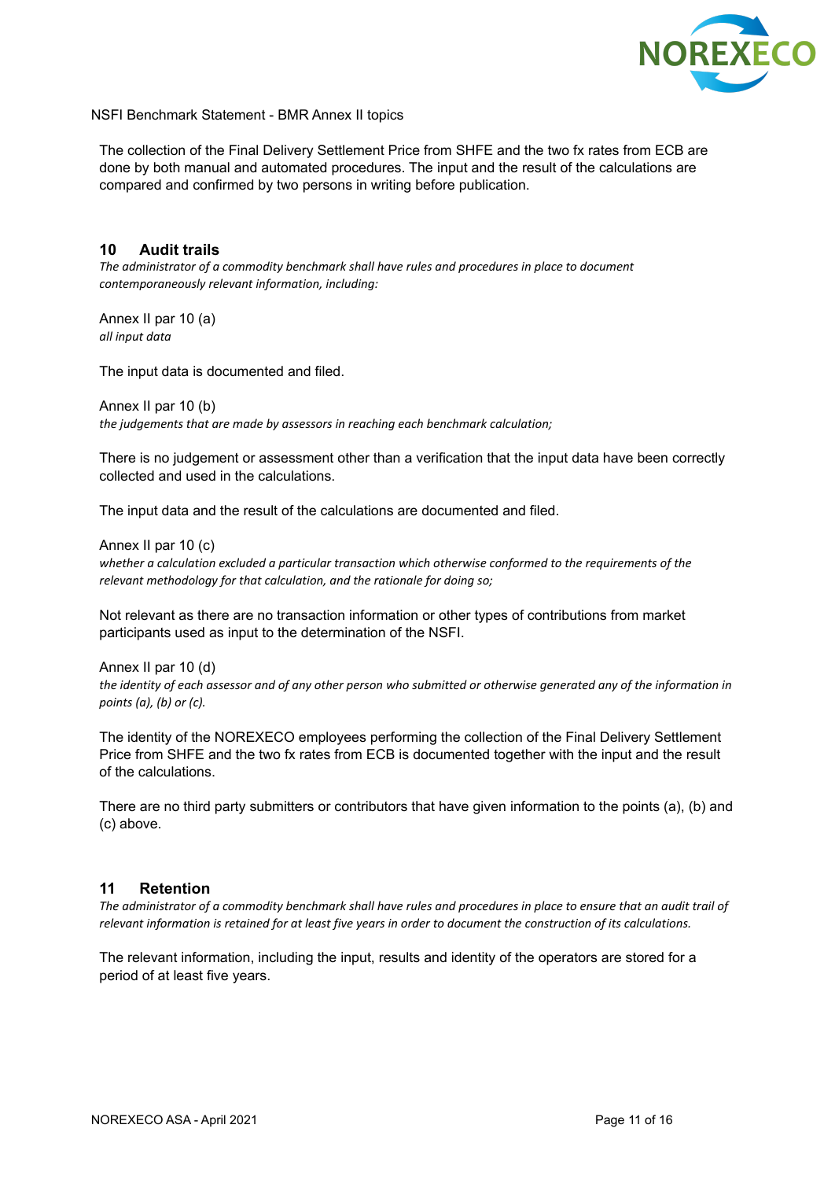The collection of the Final Delivery Settlement Price from SHFE and the two fx rates from ECB are done by both manual and automated procedures. The input and the result of the calculations are compared and confirmed by two persons in writing before publication.

## 10 Audit trails

*The administrator of a commodity benchmark shall have rules and procedures in place to document contemporaneously relevant information, including:*

Annex II par 10 (a)
*all input data*

The input data is documented and filed.

Annex II par 10 (b)
*the judgements that are made by assessors in reaching each benchmark calculation;*

There is no judgement or assessment other than a verification that the input data have been correctly collected and used in the calculations.

The input data and the result of the calculations are documented and filed.

Annex II par 10 (c)
*whether a calculation excluded a particular transaction which otherwise conformed to the requirements of the relevant methodology for that calculation, and the rationale for doing so;*

Not relevant as there are no transaction information or other types of contributions from market participants used as input to the determination of the NSFI.

Annex II par 10 (d)
*the identity of each assessor and of any other person who submitted or otherwise generated any of the information in points (a), (b) or (c).*

The identity of the NOREXECO employees performing the collection of the Final Delivery Settlement Price from SHFE and the two fx rates from ECB is documented together with the input and the result of the calculations.

There are no third party submitters or contributors that have given information to the points (a), (b) and (c) above.

## 11 Retention

*The administrator of a commodity benchmark shall have rules and procedures in place to ensure that an audit trail of relevant information is retained for at least five years in order to document the construction of its calculations.*

The relevant information, including the input, results and identity of the operators are stored for a period of at least five years.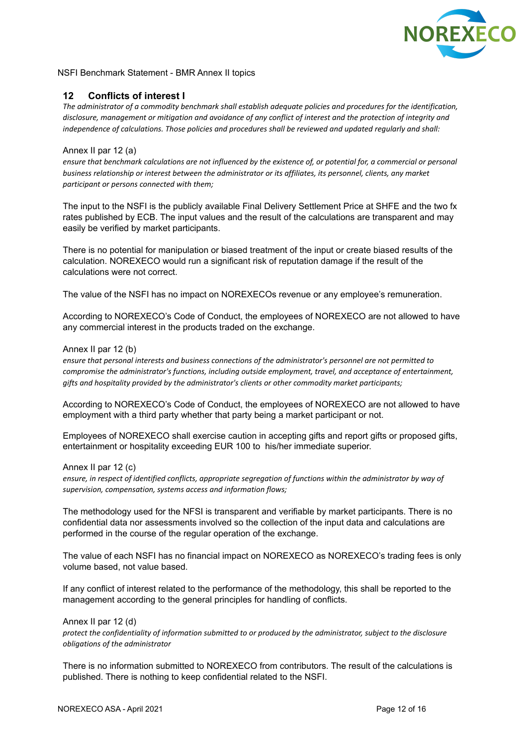## 12 Conflicts of interest I

*The administrator of a commodity benchmark shall establish adequate policies and procedures for the identification, disclosure, management or mitigation and avoidance of any conflict of interest and the protection of integrity and independence of calculations. Those policies and procedures shall be reviewed and updated regularly and shall:*

Annex II par 12 (a)

*ensure that benchmark calculations are not influenced by the existence of, or potential for, a commercial or personal business relationship or interest between the administrator or its affiliates, its personnel, clients, any market participant or persons connected with them;*

The input to the NSFI is the publicly available Final Delivery Settlement Price at SHFE and the two fx rates published by ECB. The input values and the result of the calculations are transparent and may easily be verified by market participants.

There is no potential for manipulation or biased treatment of the input or create biased results of the calculation. NOREXECO would run a significant risk of reputation damage if the result of the calculations were not correct.

The value of the NSFI has no impact on NOREXECOs revenue or any employee's remuneration.

According to NOREXECO's Code of Conduct, the employees of NOREXECO are not allowed to have any commercial interest in the products traded on the exchange.

Annex II par 12 (b)

*ensure that personal interests and business connections of the administrator's personnel are not permitted to compromise the administrator's functions, including outside employment, travel, and acceptance of entertainment, gifts and hospitality provided by the administrator's clients or other commodity market participants;*

According to NOREXECO's Code of Conduct, the employees of NOREXECO are not allowed to have employment with a third party whether that party being a market participant or not.

Employees of NOREXECO shall exercise caution in accepting gifts and report gifts or proposed gifts, entertainment or hospitality exceeding EUR 100 to his/her immediate superior.

Annex II par 12 (c)

*ensure, in respect of identified conflicts, appropriate segregation of functions within the administrator by way of supervision, compensation, systems access and information flows;*

The methodology used for the NFSI is transparent and verifiable by market participants. There is no confidential data nor assessments involved so the collection of the input data and calculations are performed in the course of the regular operation of the exchange.

The value of each NSFI has no financial impact on NOREXECO as NOREXECO's trading fees is only volume based, not value based.

If any conflict of interest related to the performance of the methodology, this shall be reported to the management according to the general principles for handling of conflicts.

Annex II par 12 (d)

*protect the confidentiality of information submitted to or produced by the administrator, subject to the disclosure obligations of the administrator*

There is no information submitted to NOREXECO from contributors. The result of the calculations is published. There is nothing to keep confidential related to the NSFI.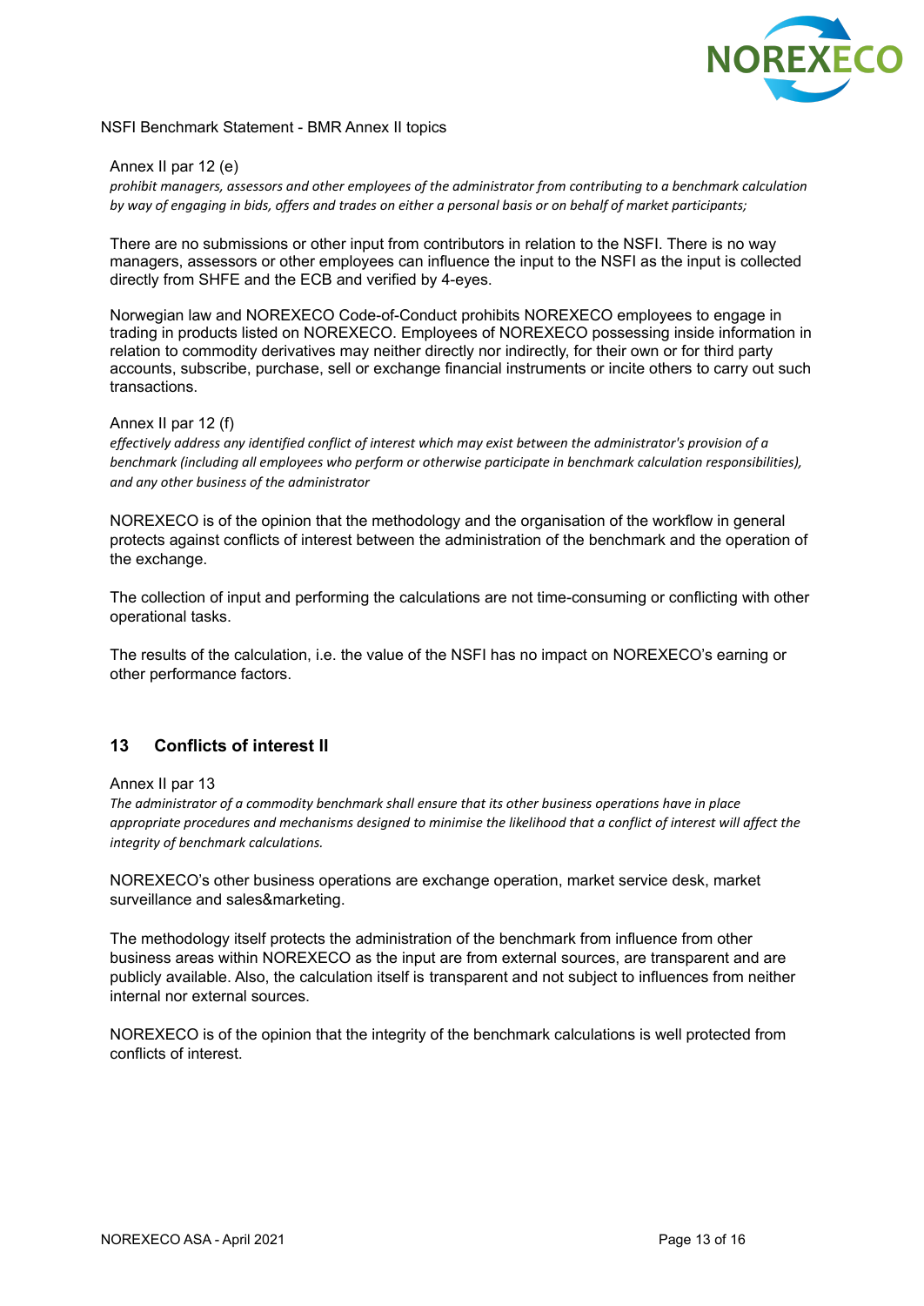NSFI Benchmark Statement - BMR Annex II topics

Annex II par 12 (e)

*prohibit managers, assessors and other employees of the administrator from contributing to a benchmark calculation by way of engaging in bids, offers and trades on either a personal basis or on behalf of market participants;*

There are no submissions or other input from contributors in relation to the NSFI. There is no way managers, assessors or other employees can influence the input to the NSFI as the input is collected directly from SHFE and the ECB and verified by 4-eyes.

Norwegian law and NOREXECO Code-of-Conduct prohibits NOREXECO employees to engage in trading in products listed on NOREXECO. Employees of NOREXECO possessing inside information in relation to commodity derivatives may neither directly nor indirectly, for their own or for third party accounts, subscribe, purchase, sell or exchange financial instruments or incite others to carry out such transactions.

Annex II par 12 (f)

*effectively address any identified conflict of interest which may exist between the administrator's provision of a benchmark (including all employees who perform or otherwise participate in benchmark calculation responsibilities), and any other business of the administrator*

NOREXECO is of the opinion that the methodology and the organisation of the workflow in general protects against conflicts of interest between the administration of the benchmark and the operation of the exchange.

The collection of input and performing the calculations are not time-consuming or conflicting with other operational tasks.

The results of the calculation, i.e. the value of the NSFI has no impact on NOREXECO's earning or other performance factors.

## 13 Conflicts of interest II

Annex II par 13

*The administrator of a commodity benchmark shall ensure that its other business operations have in place appropriate procedures and mechanisms designed to minimise the likelihood that a conflict of interest will affect the integrity of benchmark calculations.*

NOREXECO's other business operations are exchange operation, market service desk, market surveillance and sales&marketing.

The methodology itself protects the administration of the benchmark from influence from other business areas within NOREXECO as the input are from external sources, are transparent and are publicly available. Also, the calculation itself is transparent and not subject to influences from neither internal nor external sources.

NOREXECO is of the opinion that the integrity of the benchmark calculations is well protected from conflicts of interest.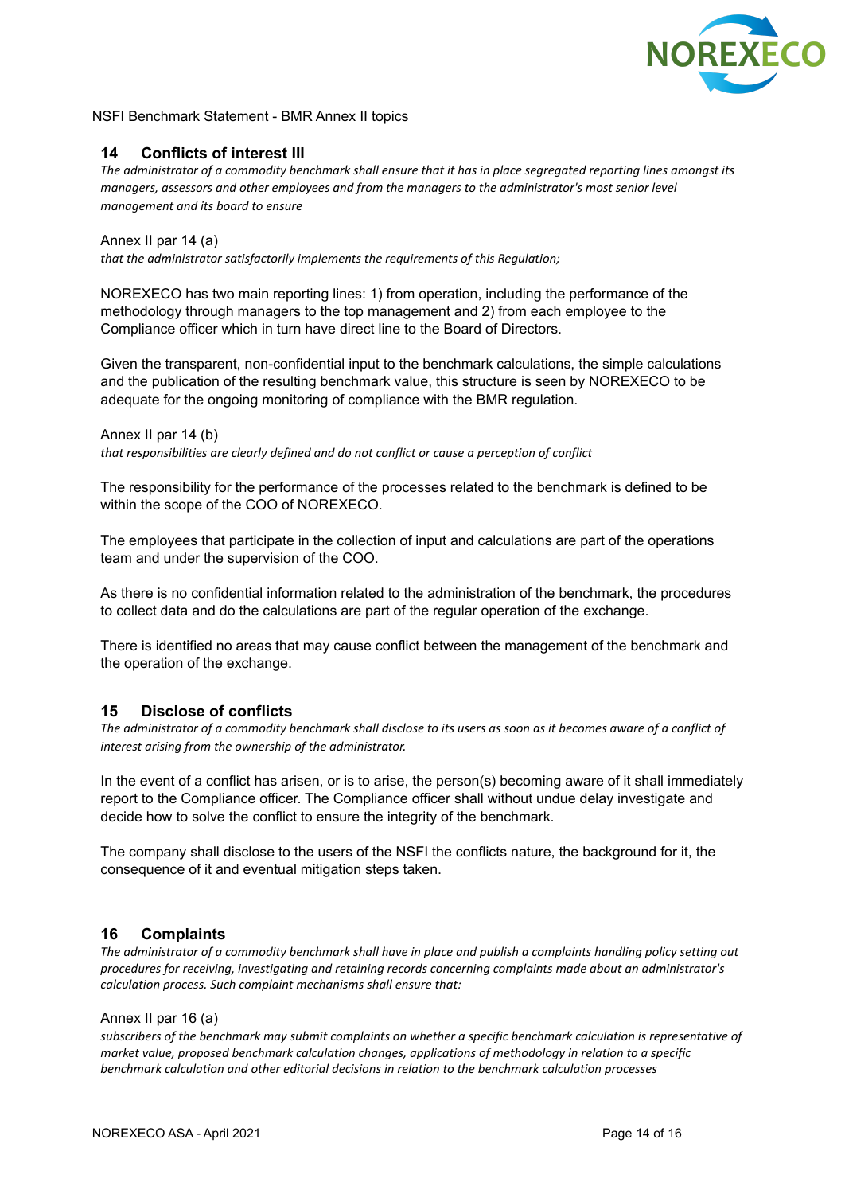## 14 Conflicts of interest III

*The administrator of a commodity benchmark shall ensure that it has in place segregated reporting lines amongst its managers, assessors and other employees and from the managers to the administrator's most senior level management and its board to ensure*

Annex II par 14 (a)

*that the administrator satisfactorily implements the requirements of this Regulation;*

NOREXECO has two main reporting lines: 1) from operation, including the performance of the methodology through managers to the top management and 2) from each employee to the Compliance officer which in turn have direct line to the Board of Directors.

Given the transparent, non-confidential input to the benchmark calculations, the simple calculations and the publication of the resulting benchmark value, this structure is seen by NOREXECO to be adequate for the ongoing monitoring of compliance with the BMR regulation.

Annex II par 14 (b)

*that responsibilities are clearly defined and do not conflict or cause a perception of conflict*

The responsibility for the performance of the processes related to the benchmark is defined to be within the scope of the COO of NOREXECO.

The employees that participate in the collection of input and calculations are part of the operations team and under the supervision of the COO.

As there is no confidential information related to the administration of the benchmark, the procedures to collect data and do the calculations are part of the regular operation of the exchange.

There is identified no areas that may cause conflict between the management of the benchmark and the operation of the exchange.

## 15 Disclose of conflicts

*The administrator of a commodity benchmark shall disclose to its users as soon as it becomes aware of a conflict of interest arising from the ownership of the administrator.*

In the event of a conflict has arisen, or is to arise, the person(s) becoming aware of it shall immediately report to the Compliance officer. The Compliance officer shall without undue delay investigate and decide how to solve the conflict to ensure the integrity of the benchmark.

The company shall disclose to the users of the NSFI the conflicts nature, the background for it, the consequence of it and eventual mitigation steps taken.

## 16 Complaints

*The administrator of a commodity benchmark shall have in place and publish a complaints handling policy setting out procedures for receiving, investigating and retaining records concerning complaints made about an administrator's calculation process. Such complaint mechanisms shall ensure that:*

Annex II par 16 (a)

*subscribers of the benchmark may submit complaints on whether a specific benchmark calculation is representative of market value, proposed benchmark calculation changes, applications of methodology in relation to a specific benchmark calculation and other editorial decisions in relation to the benchmark calculation processes*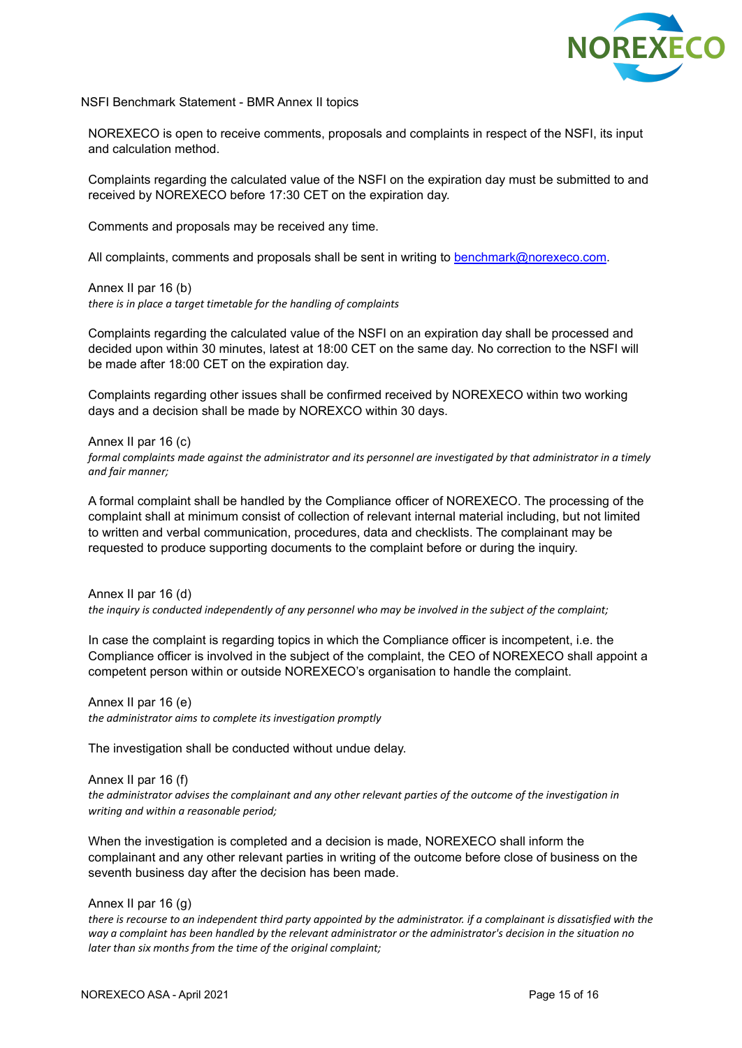NSFI Benchmark Statement - BMR Annex II topics

NOREXECO is open to receive comments, proposals and complaints in respect of the NSFI, its input and calculation method.

Complaints regarding the calculated value of the NSFI on the expiration day must be submitted to and received by NOREXECO before 17:30 CET on the expiration day.

Comments and proposals may be received any time.

All complaints, comments and proposals shall be sent in writing to [benchmark@norexeco.com](mailto:benchmark@norexeco.com).

Annex II par 16 (b)
*there is in place a target timetable for the handling of complaints*

Complaints regarding the calculated value of the NSFI on an expiration day shall be processed and decided upon within 30 minutes, latest at 18:00 CET on the same day. No correction to the NSFI will be made after 18:00 CET on the expiration day.

Complaints regarding other issues shall be confirmed received by NOREXECO within two working days and a decision shall be made by NOREXCO within 30 days.

Annex II par 16 (c)
*formal complaints made against the administrator and its personnel are investigated by that administrator in a timely and fair manner;*

A formal complaint shall be handled by the Compliance officer of NOREXECO. The processing of the complaint shall at minimum consist of collection of relevant internal material including, but not limited to written and verbal communication, procedures, data and checklists. The complainant may be requested to produce supporting documents to the complaint before or during the inquiry.

Annex II par 16 (d)
*the inquiry is conducted independently of any personnel who may be involved in the subject of the complaint;*

In case the complaint is regarding topics in which the Compliance officer is incompetent, i.e. the Compliance officer is involved in the subject of the complaint, the CEO of NOREXECO shall appoint a competent person within or outside NOREXECO's organisation to handle the complaint.

Annex II par 16 (e)
*the administrator aims to complete its investigation promptly*

The investigation shall be conducted without undue delay.

Annex II par 16 (f)
*the administrator advises the complainant and any other relevant parties of the outcome of the investigation in writing and within a reasonable period;*

When the investigation is completed and a decision is made, NOREXECO shall inform the complainant and any other relevant parties in writing of the outcome before close of business on the seventh business day after the decision has been made.

Annex II par 16 (g)
*there is recourse to an independent third party appointed by the administrator. if a complainant is dissatisfied with the way a complaint has been handled by the relevant administrator or the administrator's decision in the situation no later than six months from the time of the original complaint;*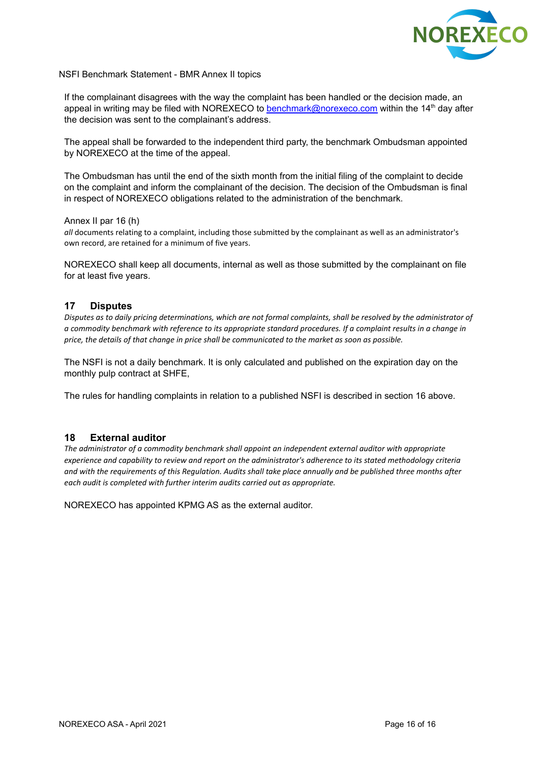If the complainant disagrees with the way the complaint has been handled or the decision made, an appeal in writing may be filed with NOREXECO to benchmark@norexeco.com within the 14th day after the decision was sent to the complainant's address.

The appeal shall be forwarded to the independent third party, the benchmark Ombudsman appointed by NOREXECO at the time of the appeal.

The Ombudsman has until the end of the sixth month from the initial filing of the complaint to decide on the complaint and inform the complainant of the decision. The decision of the Ombudsman is final in respect of NOREXECO obligations related to the administration of the benchmark.

Annex II par 16 (h)

*all* documents relating to a complaint, including those submitted by the complainant as well as an administrator's own record, are retained for a minimum of five years.

NOREXECO shall keep all documents, internal as well as those submitted by the complainant on file for at least five years.

## 17 Disputes

*Disputes as to daily pricing determinations, which are not formal complaints, shall be resolved by the administrator of a commodity benchmark with reference to its appropriate standard procedures. If a complaint results in a change in price, the details of that change in price shall be communicated to the market as soon as possible.*

The NSFI is not a daily benchmark. It is only calculated and published on the expiration day on the monthly pulp contract at SHFE,

The rules for handling complaints in relation to a published NSFI is described in section 16 above.

## 18 External auditor

*The administrator of a commodity benchmark shall appoint an independent external auditor with appropriate experience and capability to review and report on the administrator's adherence to its stated methodology criteria and with the requirements of this Regulation. Audits shall take place annually and be published three months after each audit is completed with further interim audits carried out as appropriate.*

NOREXECO has appointed KPMG AS as the external auditor.